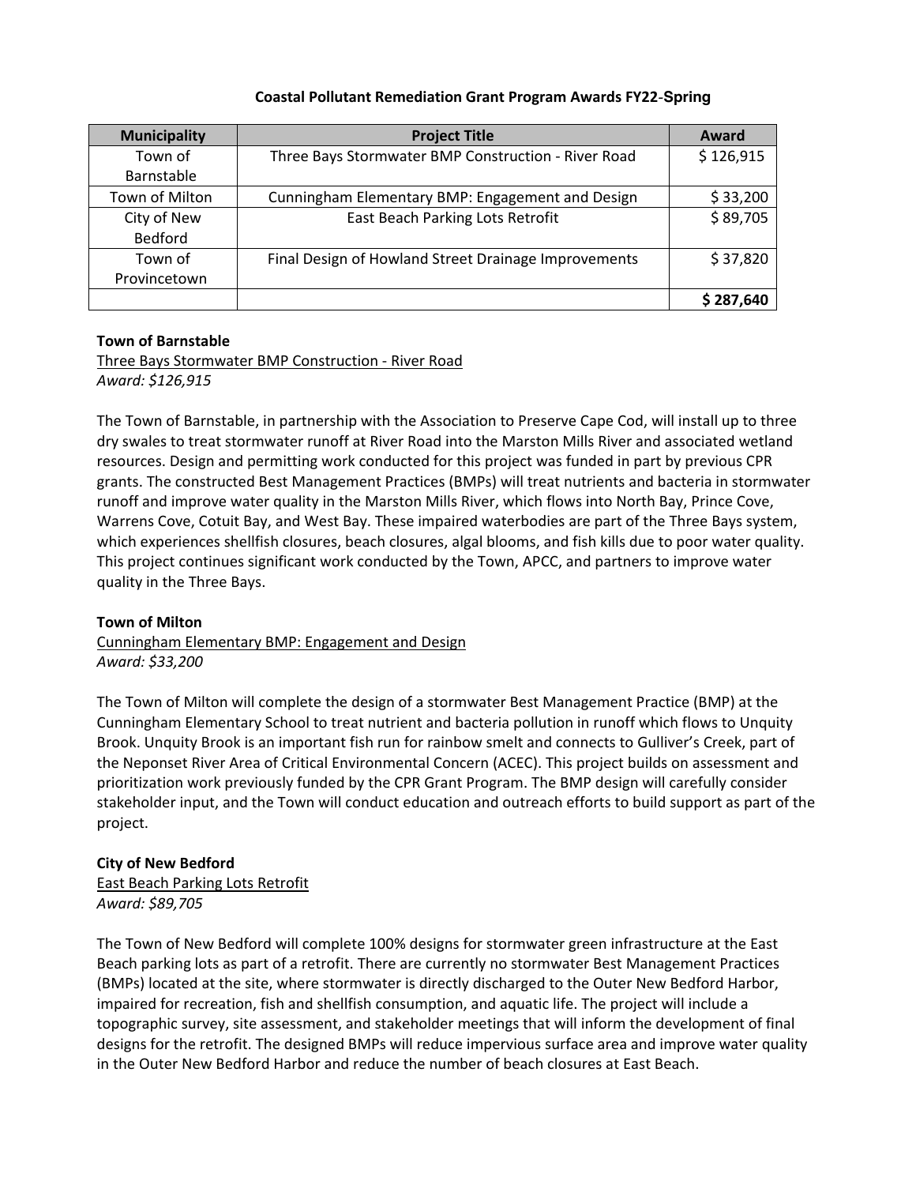## Coastal Pollutant Remediation Grant Program Awards FY22-Spring

| Municipality | Project Title | Award |
|---|---|---|
| Town of Barnstable | Three Bays Stormwater BMP Construction - River Road | $ 126,915 |
| Town of Milton | Cunningham Elementary BMP: Engagement and Design | $ 33,200 |
| City of New Bedford | East Beach Parking Lots Retrofit | $ 89,705 |
| Town of Provincetown | Final Design of Howland Street Drainage Improvements | $ 37,820 |
| | | **$ 287,640** |

**Town of Barnstable**

Three Bays Stormwater BMP Construction - River Road

*Award: $126,915*

The Town of Barnstable, in partnership with the Association to Preserve Cape Cod, will install up to three dry swales to treat stormwater runoff at River Road into the Marston Mills River and associated wetland resources. Design and permitting work conducted for this project was funded in part by previous CPR grants. The constructed Best Management Practices (BMPs) will treat nutrients and bacteria in stormwater runoff and improve water quality in the Marston Mills River, which flows into North Bay, Prince Cove, Warrens Cove, Cotuit Bay, and West Bay. These impaired waterbodies are part of the Three Bays system, which experiences shellfish closures, beach closures, algal blooms, and fish kills due to poor water quality. This project continues significant work conducted by the Town, APCC, and partners to improve water quality in the Three Bays.

**Town of Milton**

Cunningham Elementary BMP: Engagement and Design

*Award: $33,200*

The Town of Milton will complete the design of a stormwater Best Management Practice (BMP) at the Cunningham Elementary School to treat nutrient and bacteria pollution in runoff which flows to Unquity Brook. Unquity Brook is an important fish run for rainbow smelt and connects to Gulliver's Creek, part of the Neponset River Area of Critical Environmental Concern (ACEC). This project builds on assessment and prioritization work previously funded by the CPR Grant Program. The BMP design will carefully consider stakeholder input, and the Town will conduct education and outreach efforts to build support as part of the project.

**City of New Bedford**

East Beach Parking Lots Retrofit

*Award: $89,705*

The Town of New Bedford will complete 100% designs for stormwater green infrastructure at the East Beach parking lots as part of a retrofit. There are currently no stormwater Best Management Practices (BMPs) located at the site, where stormwater is directly discharged to the Outer New Bedford Harbor, impaired for recreation, fish and shellfish consumption, and aquatic life. The project will include a topographic survey, site assessment, and stakeholder meetings that will inform the development of final designs for the retrofit. The designed BMPs will reduce impervious surface area and improve water quality in the Outer New Bedford Harbor and reduce the number of beach closures at East Beach.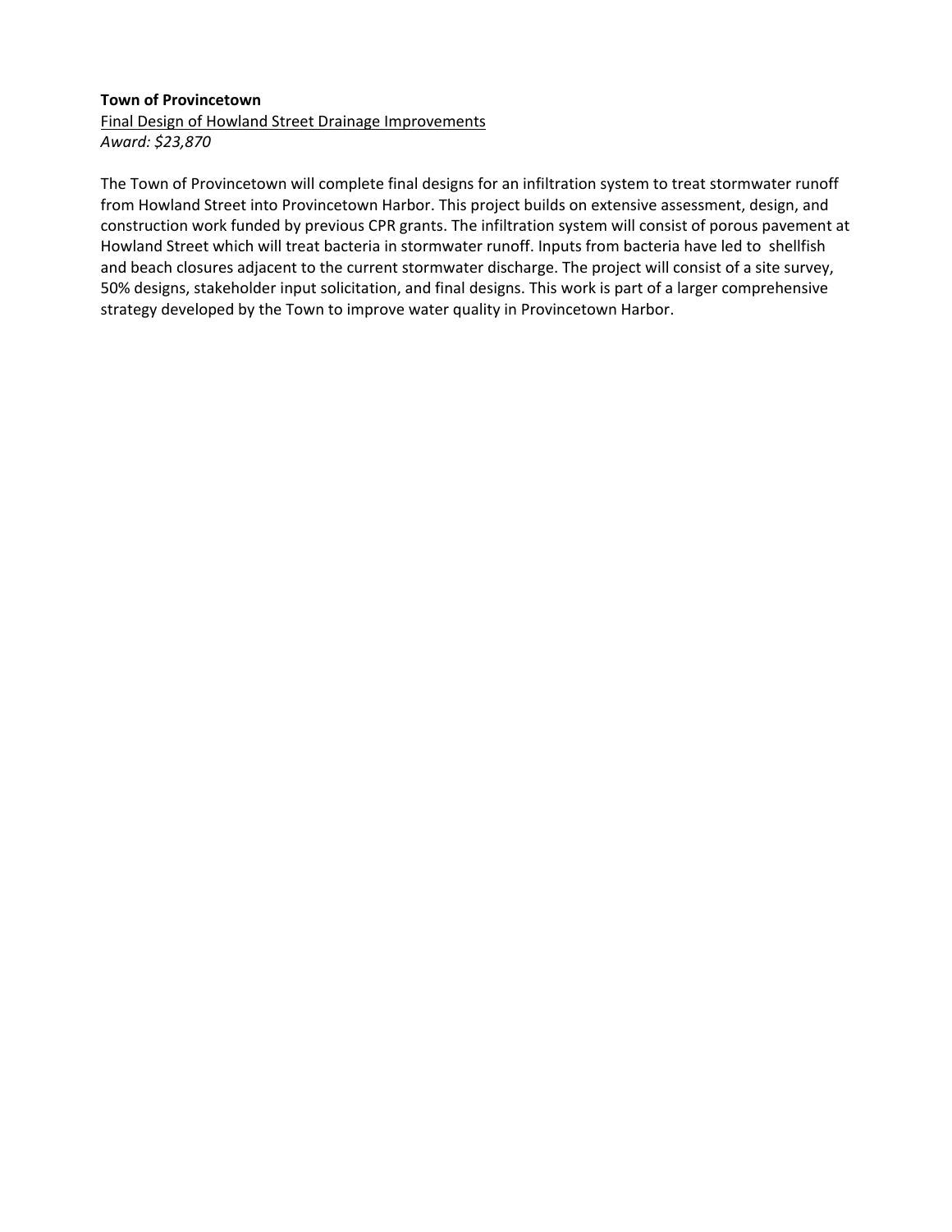**Town of Provincetown**

Final Design of Howland Street Drainage Improvements

*Award: $23,870*

The Town of Provincetown will complete final designs for an infiltration system to treat stormwater runoff from Howland Street into Provincetown Harbor. This project builds on extensive assessment, design, and construction work funded by previous CPR grants. The infiltration system will consist of porous pavement at Howland Street which will treat bacteria in stormwater runoff. Inputs from bacteria have led to shellfish and beach closures adjacent to the current stormwater discharge. The project will consist of a site survey, 50% designs, stakeholder input solicitation, and final designs. This work is part of a larger comprehensive strategy developed by the Town to improve water quality in Provincetown Harbor.